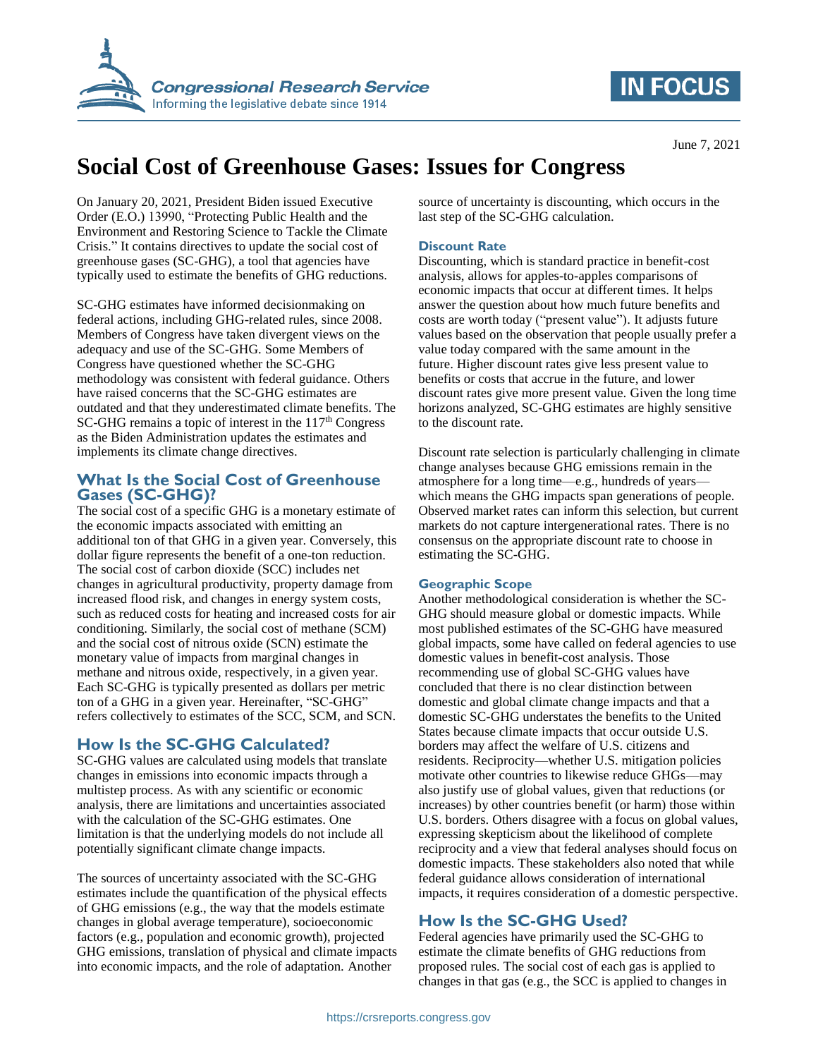June 7, 2021

# Social Cost of Greenhouse Gases: Issues for Congress

On January 20, 2021, President Biden issued Executive Order (E.O.) 13990, "Protecting Public Health and the Environment and Restoring Science to Tackle the Climate Crisis." It contains directives to update the social cost of greenhouse gases (SC-GHG), a tool that agencies have typically used to estimate the benefits of GHG reductions.

SC-GHG estimates have informed decisionmaking on federal actions, including GHG-related rules, since 2008. Members of Congress have taken divergent views on the adequacy and use of the SC-GHG. Some Members of Congress have questioned whether the SC-GHG methodology was consistent with federal guidance. Others have raised concerns that the SC-GHG estimates are outdated and that they underestimated climate benefits. The SC-GHG remains a topic of interest in the 117th Congress as the Biden Administration updates the estimates and implements its climate change directives.

## What Is the Social Cost of Greenhouse Gases (SC-GHG)?

The social cost of a specific GHG is a monetary estimate of the economic impacts associated with emitting an additional ton of that GHG in a given year. Conversely, this dollar figure represents the benefit of a one-ton reduction. The social cost of carbon dioxide (SCC) includes net changes in agricultural productivity, property damage from increased flood risk, and changes in energy system costs, such as reduced costs for heating and increased costs for air conditioning. Similarly, the social cost of methane (SCM) and the social cost of nitrous oxide (SCN) estimate the monetary value of impacts from marginal changes in methane and nitrous oxide, respectively, in a given year. Each SC-GHG is typically presented as dollars per metric ton of a GHG in a given year. Hereinafter, "SC-GHG" refers collectively to estimates of the SCC, SCM, and SCN.

## How Is the SC-GHG Calculated?

SC-GHG values are calculated using models that translate changes in emissions into economic impacts through a multistep process. As with any scientific or economic analysis, there are limitations and uncertainties associated with the calculation of the SC-GHG estimates. One limitation is that the underlying models do not include all potentially significant climate change impacts.

The sources of uncertainty associated with the SC-GHG estimates include the quantification of the physical effects of GHG emissions (e.g., the way that the models estimate changes in global average temperature), socioeconomic factors (e.g., population and economic growth), projected GHG emissions, translation of physical and climate impacts into economic impacts, and the role of adaptation. Another source of uncertainty is discounting, which occurs in the last step of the SC-GHG calculation.

### Discount Rate

Discounting, which is standard practice in benefit-cost analysis, allows for apples-to-apples comparisons of economic impacts that occur at different times. It helps answer the question about how much future benefits and costs are worth today ("present value"). It adjusts future values based on the observation that people usually prefer a value today compared with the same amount in the future. Higher discount rates give less present value to benefits or costs that accrue in the future, and lower discount rates give more present value. Given the long time horizons analyzed, SC-GHG estimates are highly sensitive to the discount rate.

Discount rate selection is particularly challenging in climate change analyses because GHG emissions remain in the atmosphere for a long time—e.g., hundreds of years—which means the GHG impacts span generations of people. Observed market rates can inform this selection, but current markets do not capture intergenerational rates. There is no consensus on the appropriate discount rate to choose in estimating the SC-GHG.

### Geographic Scope

Another methodological consideration is whether the SC-GHG should measure global or domestic impacts. While most published estimates of the SC-GHG have measured global impacts, some have called on federal agencies to use domestic values in benefit-cost analysis. Those recommending use of global SC-GHG values have concluded that there is no clear distinction between domestic and global climate change impacts and that a domestic SC-GHG understates the benefits to the United States because climate impacts that occur outside U.S. borders may affect the welfare of U.S. citizens and residents. Reciprocity—whether U.S. mitigation policies motivate other countries to likewise reduce GHGs—may also justify use of global values, given that reductions (or increases) by other countries benefit (or harm) those within U.S. borders. Others disagree with a focus on global values, expressing skepticism about the likelihood of complete reciprocity and a view that federal analyses should focus on domestic impacts. These stakeholders also noted that while federal guidance allows consideration of international impacts, it requires consideration of a domestic perspective.

## How Is the SC-GHG Used?

Federal agencies have primarily used the SC-GHG to estimate the climate benefits of GHG reductions from proposed rules. The social cost of each gas is applied to changes in that gas (e.g., the SCC is applied to changes in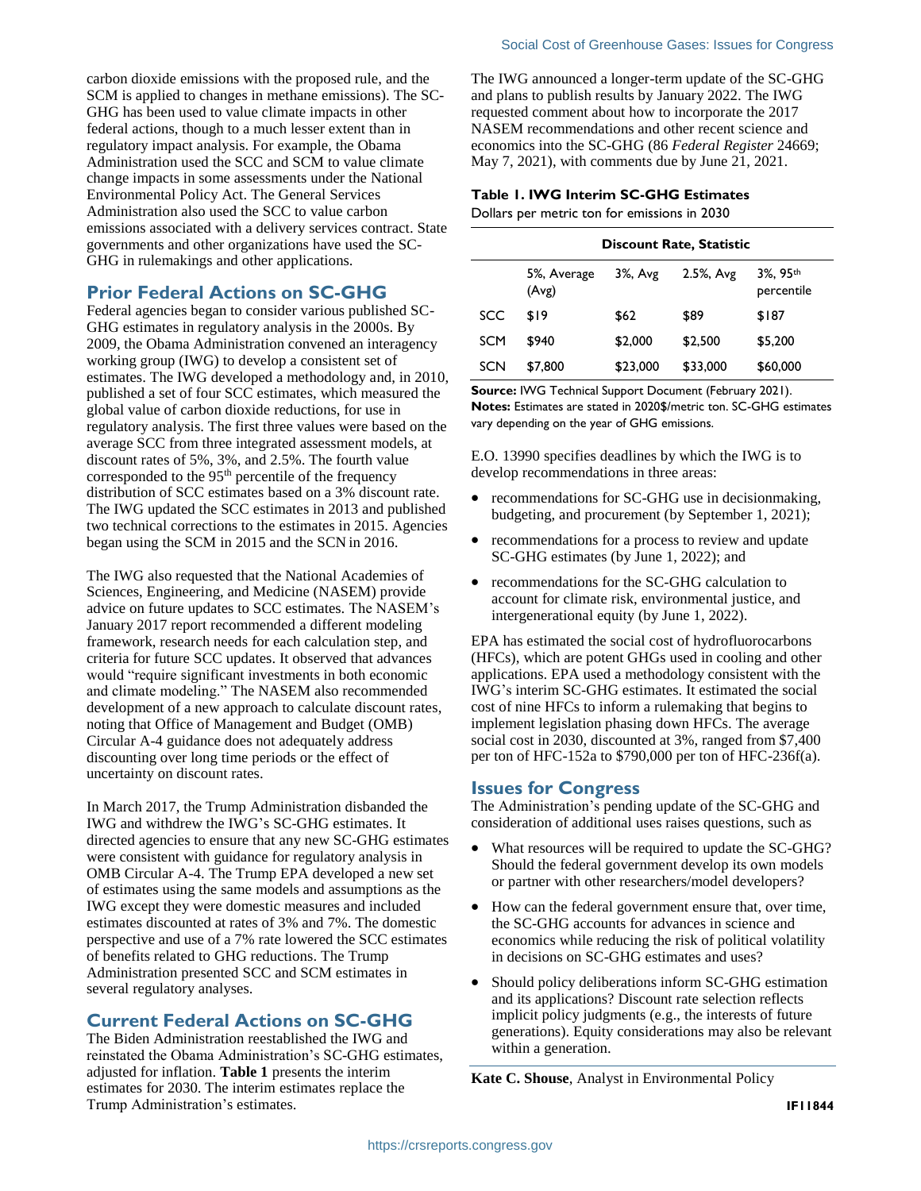carbon dioxide emissions with the proposed rule, and the SCM is applied to changes in methane emissions). The SC-GHG has been used to value climate impacts in other federal actions, though to a much lesser extent than in regulatory impact analysis. For example, the Obama Administration used the SCC and SCM to value climate change impacts in some assessments under the National Environmental Policy Act. The General Services Administration also used the SCC to value carbon emissions associated with a delivery services contract. State governments and other organizations have used the SC-GHG in rulemakings and other applications.

## Prior Federal Actions on SC-GHG

Federal agencies began to consider various published SC-GHG estimates in regulatory analysis in the 2000s. By 2009, the Obama Administration convened an interagency working group (IWG) to develop a consistent set of estimates. The IWG developed a methodology and, in 2010, published a set of four SCC estimates, which measured the global value of carbon dioxide reductions, for use in regulatory analysis. The first three values were based on the average SCC from three integrated assessment models, at discount rates of 5%, 3%, and 2.5%. The fourth value corresponded to the 95th percentile of the frequency distribution of SCC estimates based on a 3% discount rate. The IWG updated the SCC estimates in 2013 and published two technical corrections to the estimates in 2015. Agencies began using the SCM in 2015 and the SCN in 2016.

The IWG also requested that the National Academies of Sciences, Engineering, and Medicine (NASEM) provide advice on future updates to SCC estimates. The NASEM's January 2017 report recommended a different modeling framework, research needs for each calculation step, and criteria for future SCC updates. It observed that advances would "require significant investments in both economic and climate modeling." The NASEM also recommended development of a new approach to calculate discount rates, noting that Office of Management and Budget (OMB) Circular A-4 guidance does not adequately address discounting over long time periods or the effect of uncertainty on discount rates.

In March 2017, the Trump Administration disbanded the IWG and withdrew the IWG's SC-GHG estimates. It directed agencies to ensure that any new SC-GHG estimates were consistent with guidance for regulatory analysis in OMB Circular A-4. The Trump EPA developed a new set of estimates using the same models and assumptions as the IWG except they were domestic measures and included estimates discounted at rates of 3% and 7%. The domestic perspective and use of a 7% rate lowered the SCC estimates of benefits related to GHG reductions. The Trump Administration presented SCC and SCM estimates in several regulatory analyses.

## Current Federal Actions on SC-GHG

The Biden Administration reestablished the IWG and reinstated the Obama Administration's SC-GHG estimates, adjusted for inflation. **Table 1** presents the interim estimates for 2030. The interim estimates replace the Trump Administration's estimates.

The IWG announced a longer-term update of the SC-GHG and plans to publish results by January 2022. The IWG requested comment about how to incorporate the 2017 NASEM recommendations and other recent science and economics into the SC-GHG (86 *Federal Register* 24669; May 7, 2021), with comments due by June 21, 2021.

**Table 1. IWG Interim SC-GHG Estimates**

Dollars per metric ton for emissions in 2030

| | Discount Rate, Statistic | | | |
|---|---|---|---|---|
| | 5%, Average (Avg) | 3%, Avg | 2.5%, Avg | 3%, 95th percentile |
| SCC | $19 | $62 | $89 | $187 |
| SCM | $940 | $2,000 | $2,500 | $5,200 |
| SCN | $7,800 | $23,000 | $33,000 | $60,000 |

**Source:** IWG Technical Support Document (February 2021).

**Notes:** Estimates are stated in 2020$/metric ton. SC-GHG estimates vary depending on the year of GHG emissions.

E.O. 13990 specifies deadlines by which the IWG is to develop recommendations in three areas:

- recommendations for SC-GHG use in decisionmaking, budgeting, and procurement (by September 1, 2021);
- recommendations for a process to review and update SC-GHG estimates (by June 1, 2022); and
- recommendations for the SC-GHG calculation to account for climate risk, environmental justice, and intergenerational equity (by June 1, 2022).

EPA has estimated the social cost of hydrofluorocarbons (HFCs), which are potent GHGs used in cooling and other applications. EPA used a methodology consistent with the IWG's interim SC-GHG estimates. It estimated the social cost of nine HFCs to inform a rulemaking that begins to implement legislation phasing down HFCs. The average social cost in 2030, discounted at 3%, ranged from $7,400 per ton of HFC-152a to $790,000 per ton of HFC-236f(a).

## Issues for Congress

The Administration's pending update of the SC-GHG and consideration of additional uses raises questions, such as

- What resources will be required to update the SC-GHG? Should the federal government develop its own models or partner with other researchers/model developers?
- How can the federal government ensure that, over time, the SC-GHG accounts for advances in science and economics while reducing the risk of political volatility in decisions on SC-GHG estimates and uses?
- Should policy deliberations inform SC-GHG estimation and its applications? Discount rate selection reflects implicit policy judgments (e.g., the interests of future generations). Equity considerations may also be relevant within a generation.

**Kate C. Shouse**, Analyst in Environmental Policy

IF11844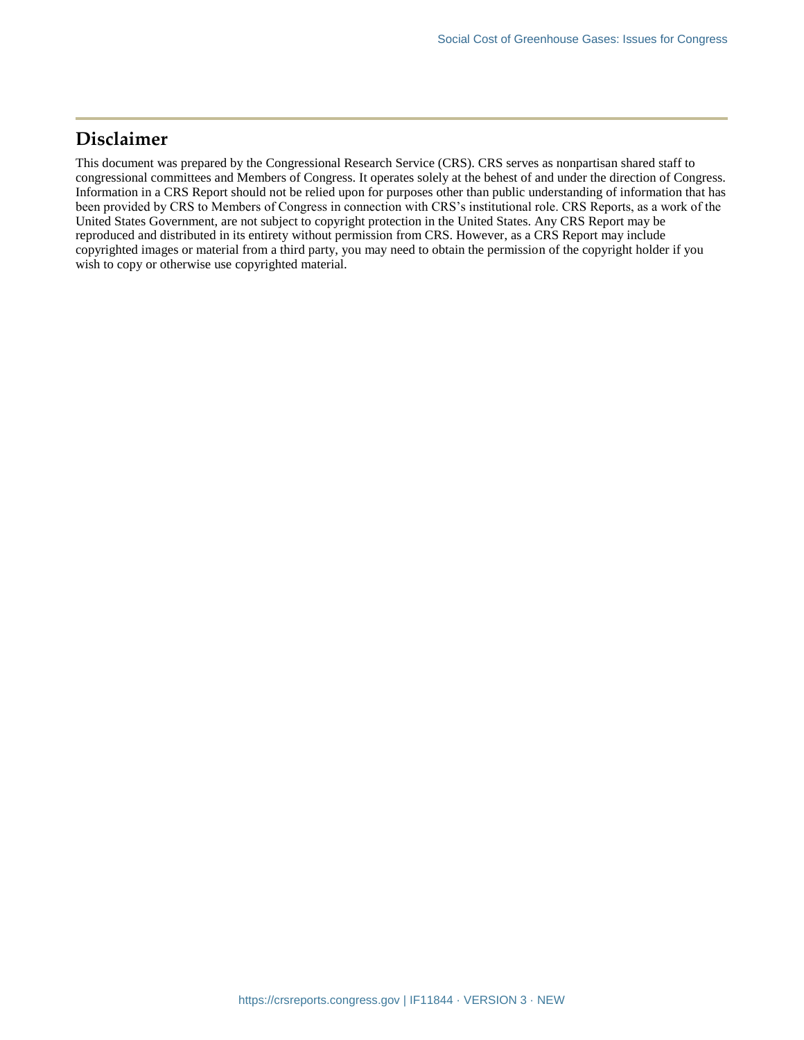## Disclaimer

This document was prepared by the Congressional Research Service (CRS). CRS serves as nonpartisan shared staff to congressional committees and Members of Congress. It operates solely at the behest of and under the direction of Congress. Information in a CRS Report should not be relied upon for purposes other than public understanding of information that has been provided by CRS to Members of Congress in connection with CRS's institutional role. CRS Reports, as a work of the United States Government, are not subject to copyright protection in the United States. Any CRS Report may be reproduced and distributed in its entirety without permission from CRS. However, as a CRS Report may include copyrighted images or material from a third party, you may need to obtain the permission of the copyright holder if you wish to copy or otherwise use copyrighted material.